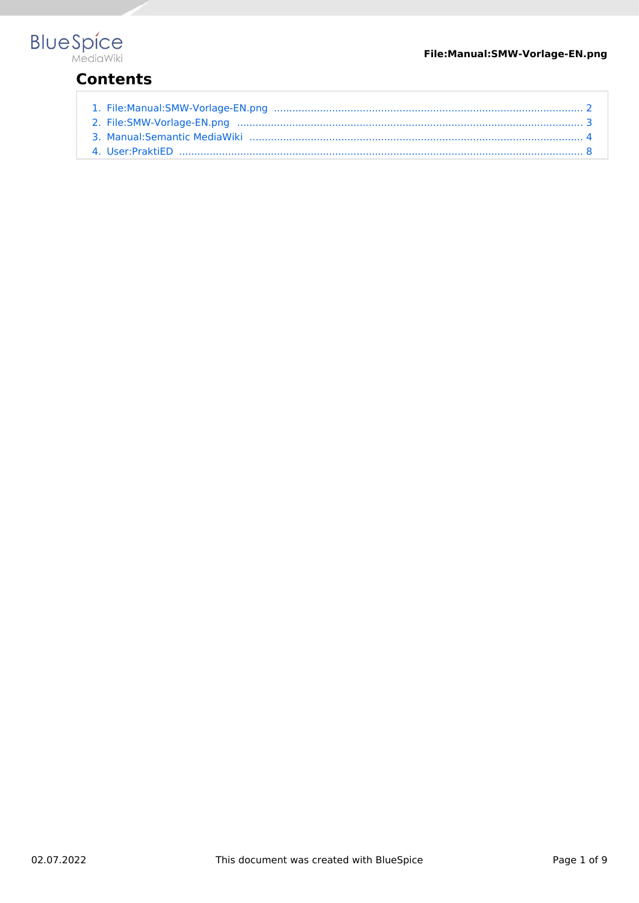# Contents

1. File:Manual:SMW-Vorlage-EN.png .................................................................................................... 2
2. File:SMW-Vorlage-EN.png ................................................................................................................ 3
3. Manual:Semantic MediaWiki ............................................................................................................ 4
4. User:PraktiED ................................................................................................................................... 8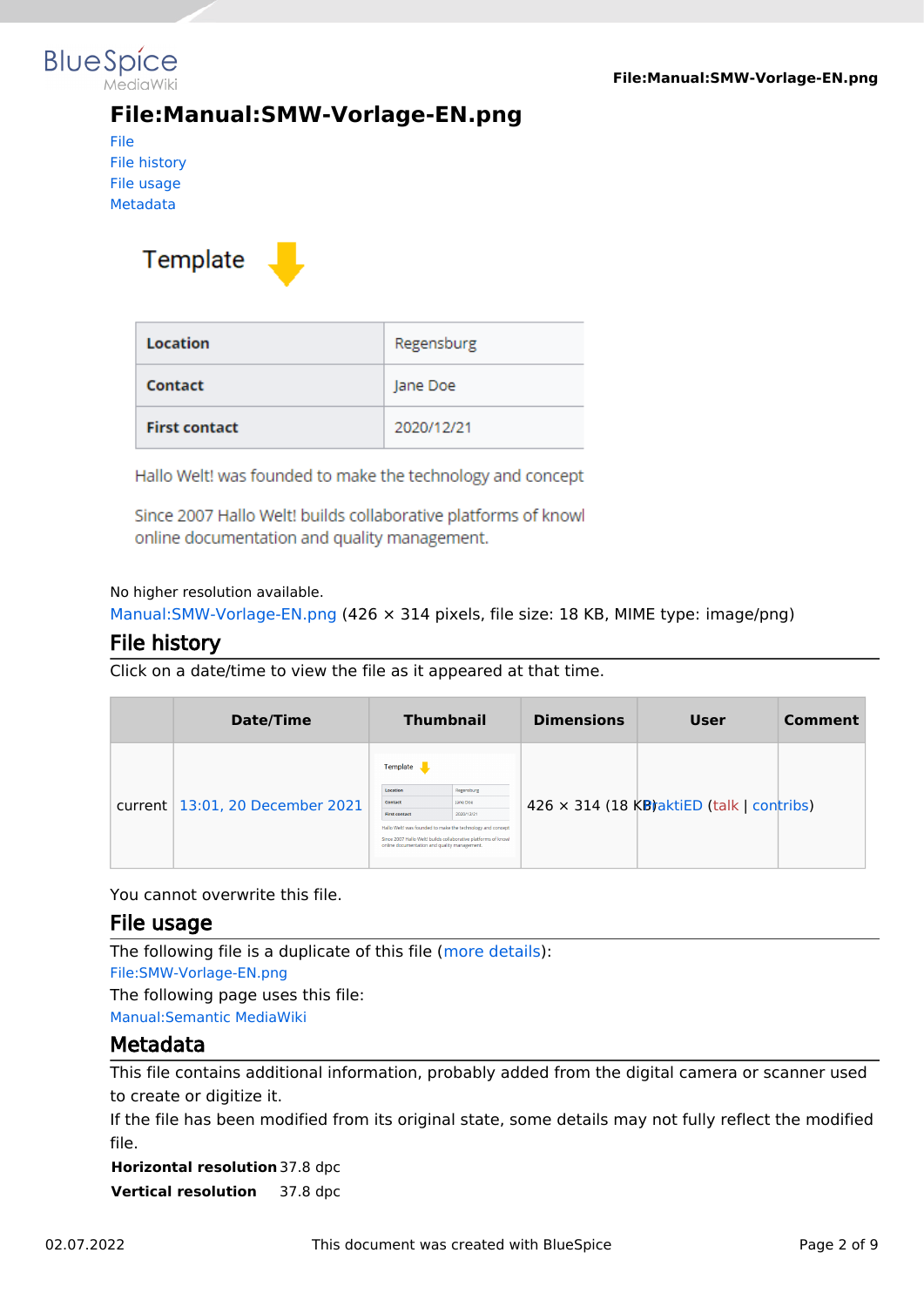# File:Manual:SMW-Vorlage-EN.png

- File
- File history
- File usage
- Metadata

No higher resolution available.

Manual:SMW-Vorlage-EN.png (426 × 314 pixels, file size: 18 KB, MIME type: image/png)

## File history

Click on a date/time to view the file as it appeared at that time.

| | Date/Time | Thumbnail | Dimensions | User | Comment |
|---|---|---|---|---|---|
| current | 13:01, 20 December 2021 | | 426 × 314 (18 KB) | PraktiED (talk \| contribs) | |

You cannot overwrite this file.

## File usage

The following file is a duplicate of this file (more details):

File:SMW-Vorlage-EN.png

The following page uses this file:

Manual:Semantic MediaWiki

## Metadata

This file contains additional information, probably added from the digital camera or scanner used to create or digitize it.

If the file has been modified from its original state, some details may not fully reflect the modified file.

| | |
|---|---|
| **Horizontal resolution** | 37.8 dpc |
| **Vertical resolution** | 37.8 dpc |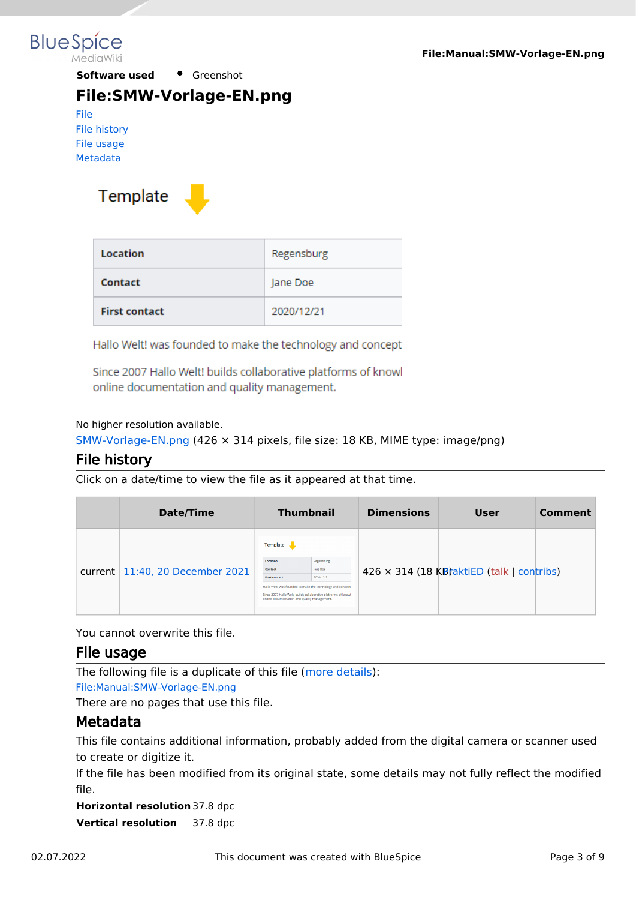**Software used** 

- Greenshot

# File:SMW-Vorlage-EN.png

File
File history
File usage
Metadata

No higher resolution available.

SMW-Vorlage-EN.png (426 × 314 pixels, file size: 18 KB, MIME type: image/png)

## File history

Click on a date/time to view the file as it appeared at that time.

| | Date/Time | Thumbnail | Dimensions | User | Comment |
|---|---|---|---|---|---|
| current | 11:40, 20 December 2021 | | 426 × 314 (18 KB) | PraktiED (talk \| contribs) | |

You cannot overwrite this file.

## File usage

The following file is a duplicate of this file (more details):

File:Manual:SMW-Vorlage-EN.png

There are no pages that use this file.

## Metadata

This file contains additional information, probably added from the digital camera or scanner used to create or digitize it.

If the file has been modified from its original state, some details may not fully reflect the modified file.

| | |
|---|---|
| **Horizontal resolution** | 37.8 dpc |
| **Vertical resolution** | 37.8 dpc |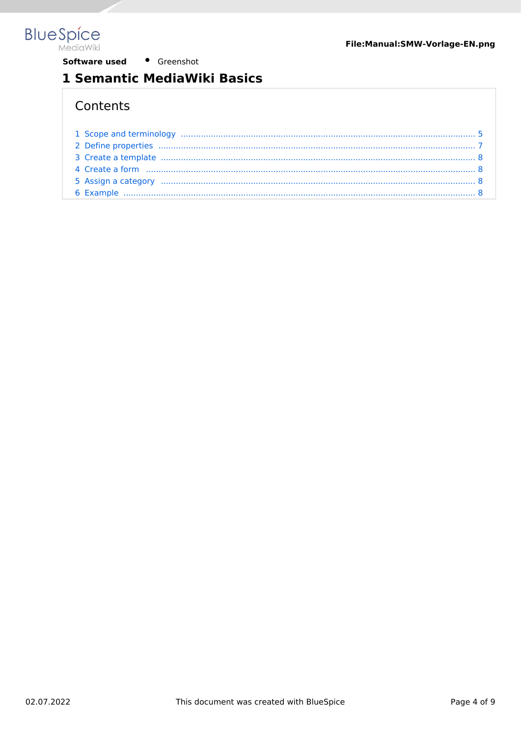**Software used** • Greenshot

# 1 Semantic MediaWiki Basics

## Contents

1 Scope and terminology ........ 5
2 Define properties ........ 7
3 Create a template ........ 8
4 Create a form ........ 8
5 Assign a category ........ 8
6 Example ........ 8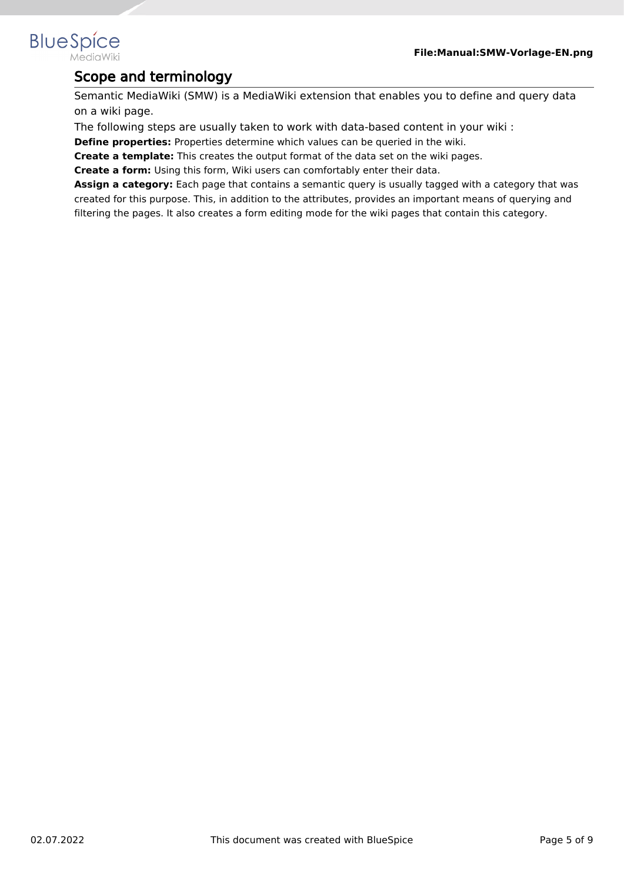## Scope and terminology

Semantic MediaWiki (SMW) is a MediaWiki extension that enables you to define and query data on a wiki page.

The following steps are usually taken to work with data-based content in your wiki :

**Define properties:** Properties determine which values can be queried in the wiki.

**Create a template:** This creates the output format of the data set on the wiki pages.

**Create a form:** Using this form, Wiki users can comfortably enter their data.

**Assign a category:** Each page that contains a semantic query is usually tagged with a category that was created for this purpose. This, in addition to the attributes, provides an important means of querying and filtering the pages. It also creates a form editing mode for the wiki pages that contain this category.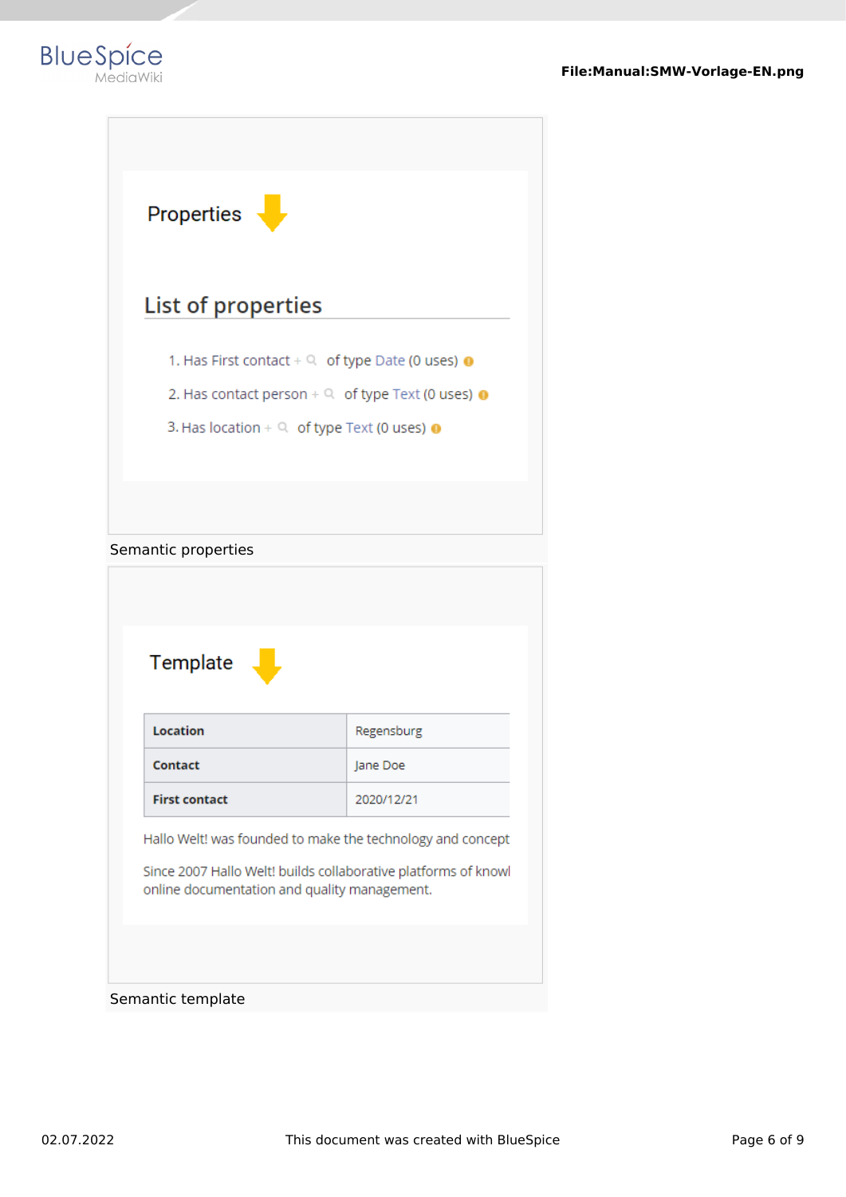Semantic properties

Semantic template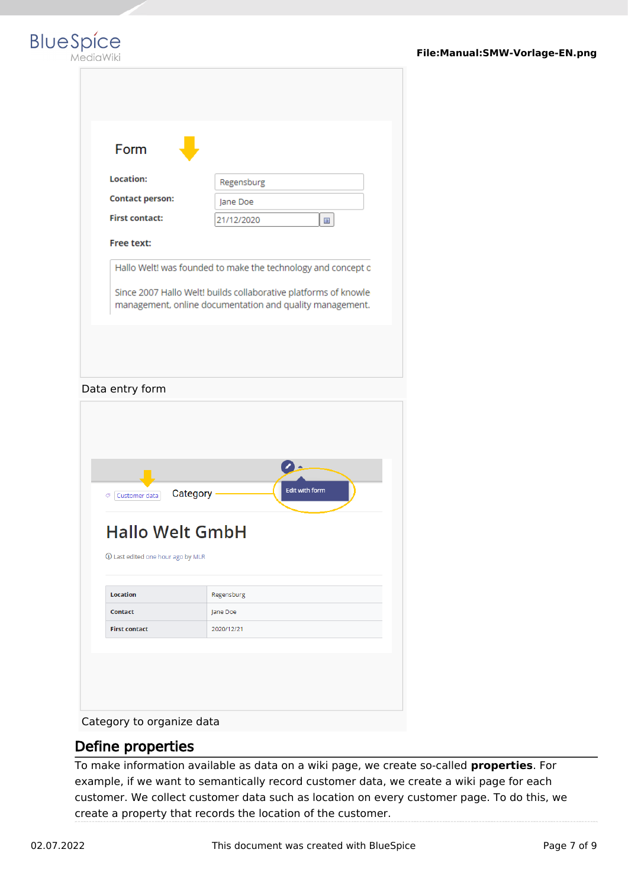Data entry form

Category to organize data

## Define properties

To make information available as data on a wiki page, we create so-called **properties**. For example, if we want to semantically record customer data, we create a wiki page for each customer. We collect customer data such as location on every customer page. To do this, we create a property that records the location of the customer.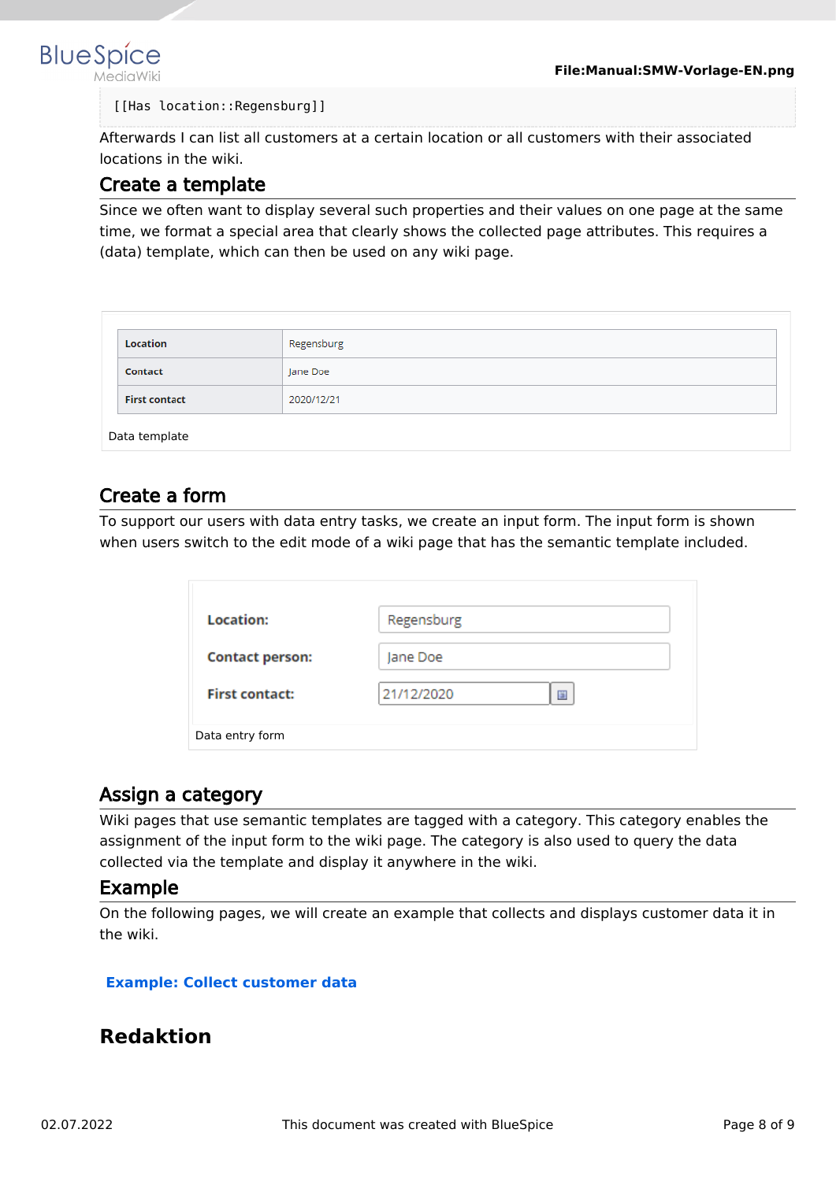```
[[Has location::Regensburg]]
```

Afterwards I can list all customers at a certain location or all customers with their associated locations in the wiki.

## Create a template

Since we often want to display several such properties and their values on one page at the same time, we format a special area that clearly shows the collected page attributes. This requires a (data) template, which can then be used on any wiki page.

| Location | Regensburg |
|---|---|
| Contact | Jane Doe |
| First contact | 2020/12/21 |

Data template

## Create a form

To support our users with data entry tasks, we create an input form. The input form is shown when users switch to the edit mode of a wiki page that has the semantic template included.

| Location: | Regensburg |
|---|---|
| Contact person: | Jane Doe |
| First contact: | 21/12/2020 |

Data entry form

## Assign a category

Wiki pages that use semantic templates are tagged with a category. This category enables the assignment of the input form to the wiki page. The category is also used to query the data collected via the template and display it anywhere in the wiki.

## Example

On the following pages, we will create an example that collects and displays customer data it in the wiki.

**Example: Collect customer data**

# Redaktion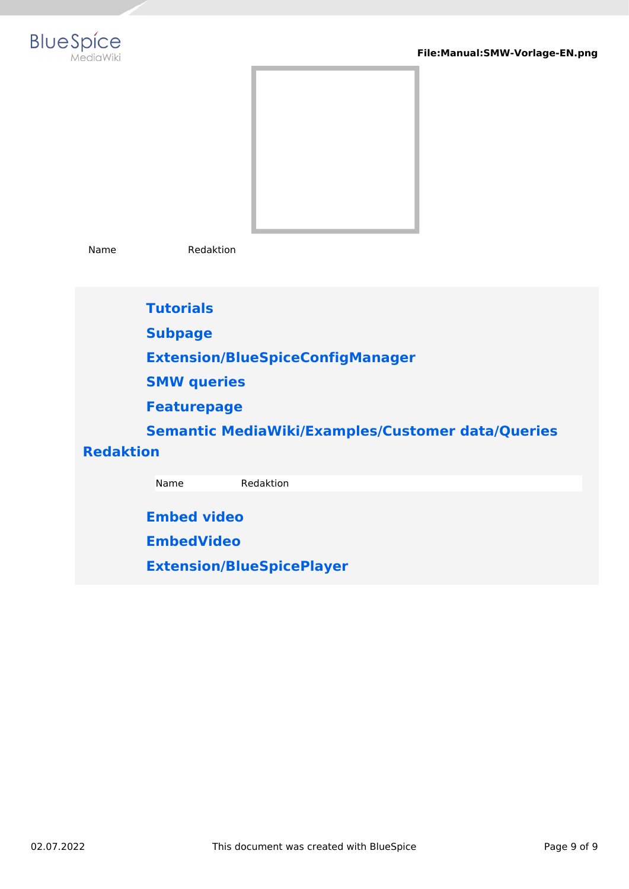File:Manual:SMW-Vorlage-EN.png

| | |
|---|---|
| Name | Redaktion |

**Tutorials**

**Subpage**

**Extension/BlueSpiceConfigManager**

**SMW queries**

**Featurepage**

**Semantic MediaWiki/Examples/Customer data/Queries**

**Redaktion**

| | |
|---|---|
| Name | Redaktion |

**Embed video**

**EmbedVideo**

**Extension/BlueSpicePlayer**